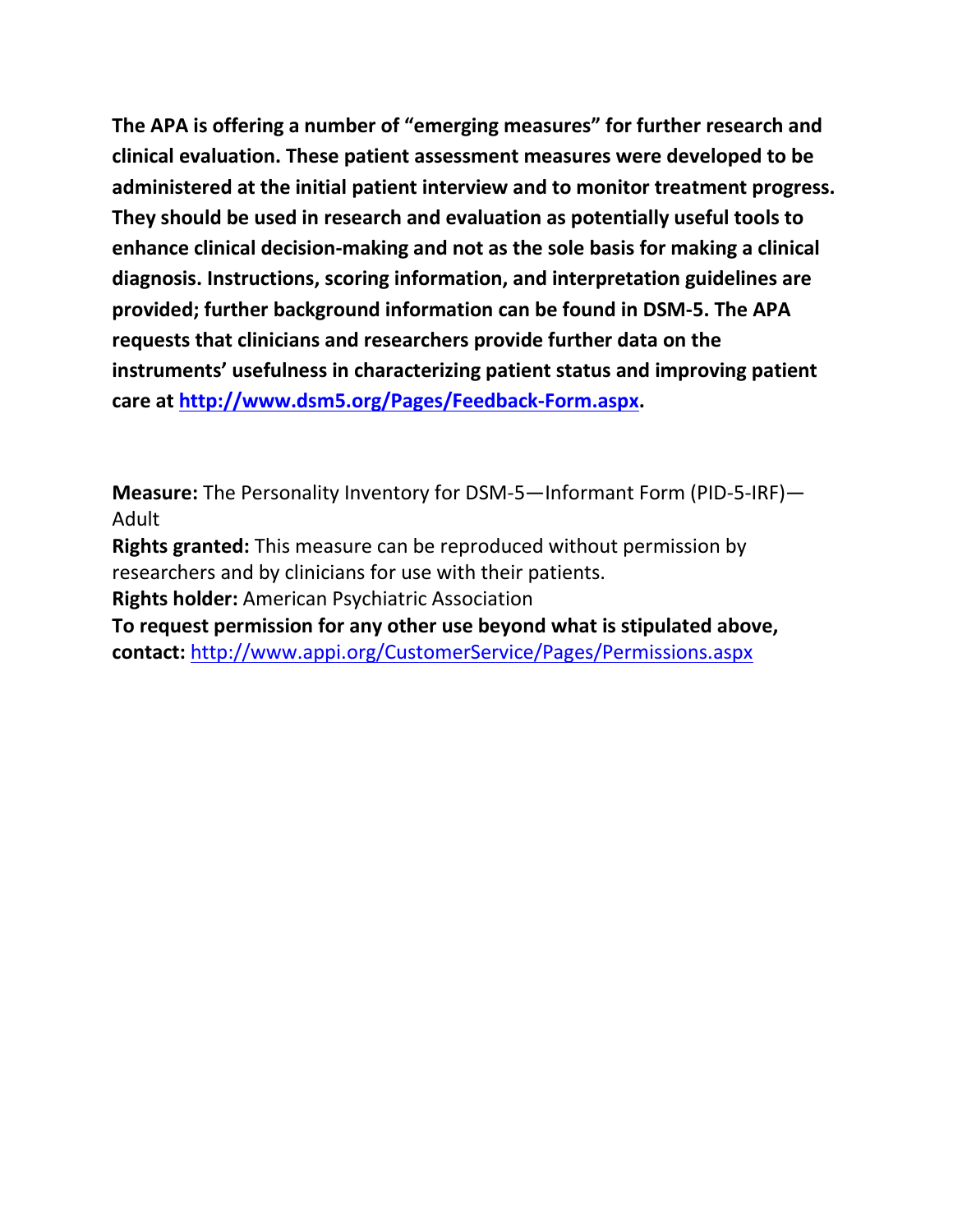**The APA is offering a number of "emerging measures" for further research and clinical evaluation. These patient assessment measures were developed to be administered at the initial patient interview and to monitor treatment progress. They should be used in research and evaluation as potentially useful tools to enhance clinical decision-making and not as the sole basis for making a clinical diagnosis. Instructions, scoring information, and interpretation guidelines are provided; further background information can be found in DSM-5. The APA requests that clinicians and researchers provide further data on the instruments' usefulness in characterizing patient status and improving patient care at [http://www.dsm5.org/Pages/Feedback-Form.aspx](http://www.dsm5.org/Pages/Feedback-Form.aspx).**

**Measure:** The Personality Inventory for DSM-5—Informant Form (PID-5-IRF)—Adult

**Rights granted:** This measure can be reproduced without permission by researchers and by clinicians for use with their patients.

**Rights holder:** American Psychiatric Association

**To request permission for any other use beyond what is stipulated above, contact:** [http://www.appi.org/CustomerService/Pages/Permissions.aspx](http://www.appi.org/CustomerService/Pages/Permissions.aspx)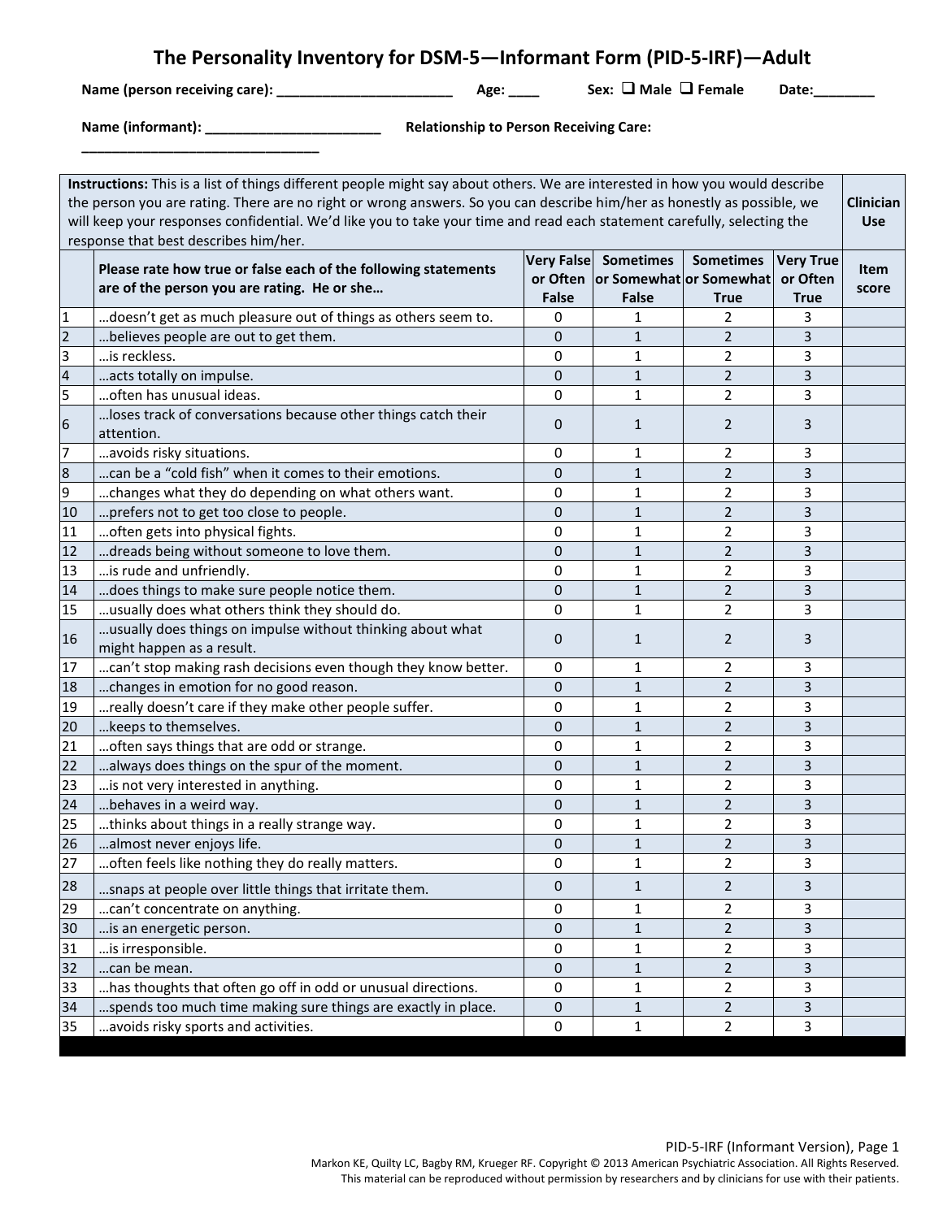# The Personality Inventory for DSM-5—Informant Form (PID-5-IRF)—Adult

**Name (person receiving care):** _______________________ **Age:** ____ **Sex:** ❑ **Male** ❑ **Female** **Date:**________

**Name (informant):** _______________________ **Relationship to Person Receiving Care:** _______________________________

| **Instructions:** This is a list of things different people might say about others. We are interested in how you would describe the person you are rating. There are no right or wrong answers. So you can describe him/her as honestly as possible, we will keep your responses confidential. We'd like you to take your time and read each statement carefully, selecting the response that best describes him/her. | | | | | | **Clinician Use** |
|---|---|---|---|---|---|---|
| | **Please rate how true or false each of the following statements are of the person you are rating. He or she…** | **Very False or Often False** | **Sometimes or Somewhat False** | **Sometimes or Somewhat True** | **Very True or Often True** | **Item score** |
| 1 | …doesn't get as much pleasure out of things as others seem to. | 0 | 1 | 2 | 3 | |
| 2 | …believes people are out to get them. | 0 | 1 | 2 | 3 | |
| 3 | …is reckless. | 0 | 1 | 2 | 3 | |
| 4 | …acts totally on impulse. | 0 | 1 | 2 | 3 | |
| 5 | …often has unusual ideas. | 0 | 1 | 2 | 3 | |
| 6 | …loses track of conversations because other things catch their attention. | 0 | 1 | 2 | 3 | |
| 7 | …avoids risky situations. | 0 | 1 | 2 | 3 | |
| 8 | …can be a "cold fish" when it comes to their emotions. | 0 | 1 | 2 | 3 | |
| 9 | …changes what they do depending on what others want. | 0 | 1 | 2 | 3 | |
| 10 | …prefers not to get too close to people. | 0 | 1 | 2 | 3 | |
| 11 | …often gets into physical fights. | 0 | 1 | 2 | 3 | |
| 12 | …dreads being without someone to love them. | 0 | 1 | 2 | 3 | |
| 13 | …is rude and unfriendly. | 0 | 1 | 2 | 3 | |
| 14 | …does things to make sure people notice them. | 0 | 1 | 2 | 3 | |
| 15 | …usually does what others think they should do. | 0 | 1 | 2 | 3 | |
| 16 | …usually does things on impulse without thinking about what might happen as a result. | 0 | 1 | 2 | 3 | |
| 17 | …can't stop making rash decisions even though they know better. | 0 | 1 | 2 | 3 | |
| 18 | …changes in emotion for no good reason. | 0 | 1 | 2 | 3 | |
| 19 | …really doesn't care if they make other people suffer. | 0 | 1 | 2 | 3 | |
| 20 | …keeps to themselves. | 0 | 1 | 2 | 3 | |
| 21 | …often says things that are odd or strange. | 0 | 1 | 2 | 3 | |
| 22 | …always does things on the spur of the moment. | 0 | 1 | 2 | 3 | |
| 23 | …is not very interested in anything. | 0 | 1 | 2 | 3 | |
| 24 | …behaves in a weird way. | 0 | 1 | 2 | 3 | |
| 25 | …thinks about things in a really strange way. | 0 | 1 | 2 | 3 | |
| 26 | …almost never enjoys life. | 0 | 1 | 2 | 3 | |
| 27 | …often feels like nothing they do really matters. | 0 | 1 | 2 | 3 | |
| 28 | …snaps at people over little things that irritate them. | 0 | 1 | 2 | 3 | |
| 29 | …can't concentrate on anything. | 0 | 1 | 2 | 3 | |
| 30 | …is an energetic person. | 0 | 1 | 2 | 3 | |
| 31 | …is irresponsible. | 0 | 1 | 2 | 3 | |
| 32 | …can be mean. | 0 | 1 | 2 | 3 | |
| 33 | …has thoughts that often go off in odd or unusual directions. | 0 | 1 | 2 | 3 | |
| 34 | …spends too much time making sure things are exactly in place. | 0 | 1 | 2 | 3 | |
| 35 | …avoids risky sports and activities. | 0 | 1 | 2 | 3 | |

PID-5-IRF (Informant Version), Page 1

Markon KE, Quilty LC, Bagby RM, Krueger RF. Copyright © 2013 American Psychiatric Association. All Rights Reserved.
This material can be reproduced without permission by researchers and by clinicians for use with their patients.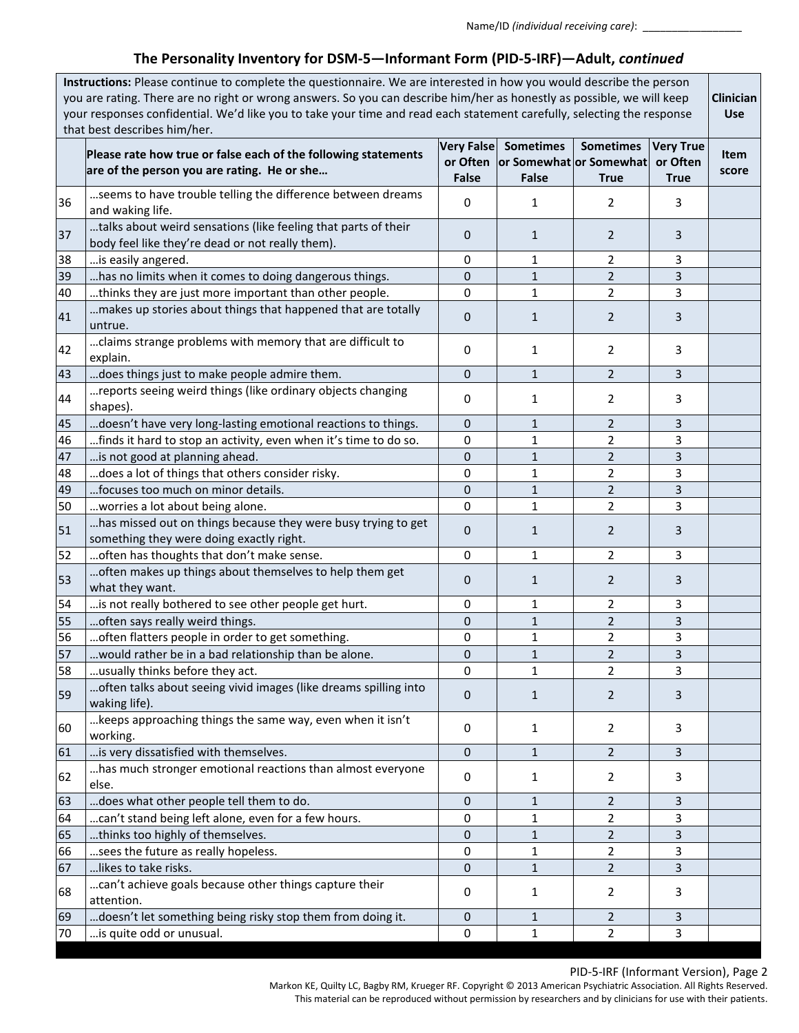Name/ID *(individual receiving care)*: _________________

## The Personality Inventory for DSM-5—Informant Form (PID-5-IRF)—Adult, *continued*

| **Instructions:** Please continue to complete the questionnaire. We are interested in how you would describe the person you are rating. There are no right or wrong answers. So you can describe him/her as honestly as possible, we will keep your responses confidential. We'd like you to take your time and read each statement carefully, selecting the response that best describes him/her. | | | | | | **Clinician Use** |
|---|---|---|---|---|---|---|
| | **Please rate how true or false each of the following statements are of the person you are rating. He or she…** | **Very False or Often False** | **Sometimes or Somewhat False** | **Sometimes or Somewhat True** | **Very True or Often True** | **Item score** |
| 36 | …seems to have trouble telling the difference between dreams and waking life. | 0 | 1 | 2 | 3 | |
| 37 | …talks about weird sensations (like feeling that parts of their body feel like they're dead or not really them). | 0 | 1 | 2 | 3 | |
| 38 | …is easily angered. | 0 | 1 | 2 | 3 | |
| 39 | …has no limits when it comes to doing dangerous things. | 0 | 1 | 2 | 3 | |
| 40 | …thinks they are just more important than other people. | 0 | 1 | 2 | 3 | |
| 41 | …makes up stories about things that happened that are totally untrue. | 0 | 1 | 2 | 3 | |
| 42 | …claims strange problems with memory that are difficult to explain. | 0 | 1 | 2 | 3 | |
| 43 | …does things just to make people admire them. | 0 | 1 | 2 | 3 | |
| 44 | …reports seeing weird things (like ordinary objects changing shapes). | 0 | 1 | 2 | 3 | |
| 45 | …doesn't have very long-lasting emotional reactions to things. | 0 | 1 | 2 | 3 | |
| 46 | …finds it hard to stop an activity, even when it's time to do so. | 0 | 1 | 2 | 3 | |
| 47 | …is not good at planning ahead. | 0 | 1 | 2 | 3 | |
| 48 | …does a lot of things that others consider risky. | 0 | 1 | 2 | 3 | |
| 49 | …focuses too much on minor details. | 0 | 1 | 2 | 3 | |
| 50 | …worries a lot about being alone. | 0 | 1 | 2 | 3 | |
| 51 | …has missed out on things because they were busy trying to get something they were doing exactly right. | 0 | 1 | 2 | 3 | |
| 52 | …often has thoughts that don't make sense. | 0 | 1 | 2 | 3 | |
| 53 | …often makes up things about themselves to help them get what they want. | 0 | 1 | 2 | 3 | |
| 54 | …is not really bothered to see other people get hurt. | 0 | 1 | 2 | 3 | |
| 55 | …often says really weird things. | 0 | 1 | 2 | 3 | |
| 56 | …often flatters people in order to get something. | 0 | 1 | 2 | 3 | |
| 57 | …would rather be in a bad relationship than be alone. | 0 | 1 | 2 | 3 | |
| 58 | …usually thinks before they act. | 0 | 1 | 2 | 3 | |
| 59 | …often talks about seeing vivid images (like dreams spilling into waking life). | 0 | 1 | 2 | 3 | |
| 60 | …keeps approaching things the same way, even when it isn't working. | 0 | 1 | 2 | 3 | |
| 61 | …is very dissatisfied with themselves. | 0 | 1 | 2 | 3 | |
| 62 | …has much stronger emotional reactions than almost everyone else. | 0 | 1 | 2 | 3 | |
| 63 | …does what other people tell them to do. | 0 | 1 | 2 | 3 | |
| 64 | …can't stand being left alone, even for a few hours. | 0 | 1 | 2 | 3 | |
| 65 | …thinks too highly of themselves. | 0 | 1 | 2 | 3 | |
| 66 | …sees the future as really hopeless. | 0 | 1 | 2 | 3 | |
| 67 | …likes to take risks. | 0 | 1 | 2 | 3 | |
| 68 | …can't achieve goals because other things capture their attention. | 0 | 1 | 2 | 3 | |
| 69 | …doesn't let something being risky stop them from doing it. | 0 | 1 | 2 | 3 | |
| 70 | …is quite odd or unusual. | 0 | 1 | 2 | 3 | |

PID-5-IRF (Informant Version), Page 2

Markon KE, Quilty LC, Bagby RM, Krueger RF. Copyright © 2013 American Psychiatric Association. All Rights Reserved.
This material can be reproduced without permission by researchers and by clinicians for use with their patients.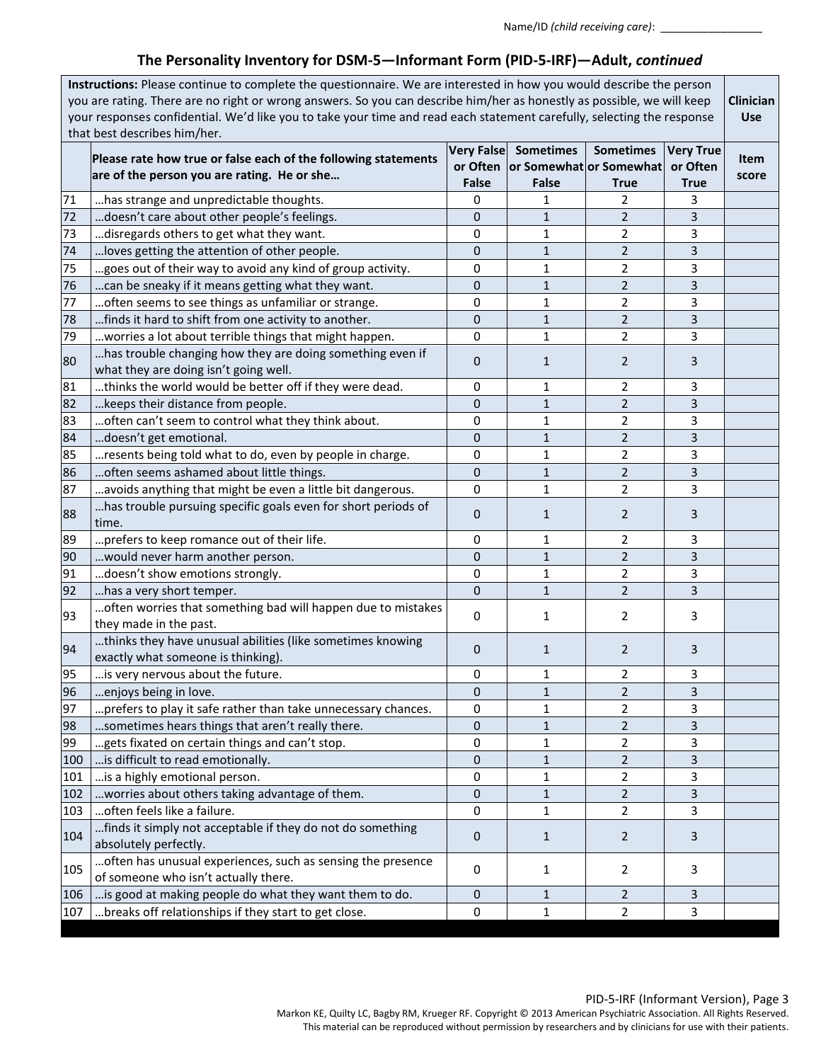Name/ID *(child receiving care)*: _________________

## The Personality Inventory for DSM-5—Informant Form (PID-5-IRF)—Adult, *continued*

**Instructions:** Please continue to complete the questionnaire. We are interested in how you would describe the person you are rating. There are no right or wrong answers. So you can describe him/her as honestly as possible, we will keep your responses confidential. We'd like you to take your time and read each statement carefully, selecting the response that best describes him/her.

| | Please rate how true or false each of the following statements are of the person you are rating. He or she… | Very False or Often False | Sometimes or Somewhat False | Sometimes or Somewhat True | Very True or Often True | Clinician Use: Item score |
|---|---|---|---|---|---|---|
| 71 | …has strange and unpredictable thoughts. | 0 | 1 | 2 | 3 | |
| 72 | …doesn't care about other people's feelings. | 0 | 1 | 2 | 3 | |
| 73 | …disregards others to get what they want. | 0 | 1 | 2 | 3 | |
| 74 | …loves getting the attention of other people. | 0 | 1 | 2 | 3 | |
| 75 | …goes out of their way to avoid any kind of group activity. | 0 | 1 | 2 | 3 | |
| 76 | …can be sneaky if it means getting what they want. | 0 | 1 | 2 | 3 | |
| 77 | …often seems to see things as unfamiliar or strange. | 0 | 1 | 2 | 3 | |
| 78 | …finds it hard to shift from one activity to another. | 0 | 1 | 2 | 3 | |
| 79 | …worries a lot about terrible things that might happen. | 0 | 1 | 2 | 3 | |
| 80 | …has trouble changing how they are doing something even if what they are doing isn't going well. | 0 | 1 | 2 | 3 | |
| 81 | …thinks the world would be better off if they were dead. | 0 | 1 | 2 | 3 | |
| 82 | …keeps their distance from people. | 0 | 1 | 2 | 3 | |
| 83 | …often can't seem to control what they think about. | 0 | 1 | 2 | 3 | |
| 84 | …doesn't get emotional. | 0 | 1 | 2 | 3 | |
| 85 | …resents being told what to do, even by people in charge. | 0 | 1 | 2 | 3 | |
| 86 | …often seems ashamed about little things. | 0 | 1 | 2 | 3 | |
| 87 | …avoids anything that might be even a little bit dangerous. | 0 | 1 | 2 | 3 | |
| 88 | …has trouble pursuing specific goals even for short periods of time. | 0 | 1 | 2 | 3 | |
| 89 | …prefers to keep romance out of their life. | 0 | 1 | 2 | 3 | |
| 90 | …would never harm another person. | 0 | 1 | 2 | 3 | |
| 91 | …doesn't show emotions strongly. | 0 | 1 | 2 | 3 | |
| 92 | …has a very short temper. | 0 | 1 | 2 | 3 | |
| 93 | …often worries that something bad will happen due to mistakes they made in the past. | 0 | 1 | 2 | 3 | |
| 94 | …thinks they have unusual abilities (like sometimes knowing exactly what someone is thinking). | 0 | 1 | 2 | 3 | |
| 95 | …is very nervous about the future. | 0 | 1 | 2 | 3 | |
| 96 | …enjoys being in love. | 0 | 1 | 2 | 3 | |
| 97 | …prefers to play it safe rather than take unnecessary chances. | 0 | 1 | 2 | 3 | |
| 98 | …sometimes hears things that aren't really there. | 0 | 1 | 2 | 3 | |
| 99 | …gets fixated on certain things and can't stop. | 0 | 1 | 2 | 3 | |
| 100 | …is difficult to read emotionally. | 0 | 1 | 2 | 3 | |
| 101 | …is a highly emotional person. | 0 | 1 | 2 | 3 | |
| 102 | …worries about others taking advantage of them. | 0 | 1 | 2 | 3 | |
| 103 | …often feels like a failure. | 0 | 1 | 2 | 3 | |
| 104 | …finds it simply not acceptable if they do not do something absolutely perfectly. | 0 | 1 | 2 | 3 | |
| 105 | …often has unusual experiences, such as sensing the presence of someone who isn't actually there. | 0 | 1 | 2 | 3 | |
| 106 | …is good at making people do what they want them to do. | 0 | 1 | 2 | 3 | |
| 107 | …breaks off relationships if they start to get close. | 0 | 1 | 2 | 3 | |

PID-5-IRF (Informant Version), Page 3

Markon KE, Quilty LC, Bagby RM, Krueger RF. Copyright © 2013 American Psychiatric Association. All Rights Reserved.
This material can be reproduced without permission by researchers and by clinicians for use with their patients.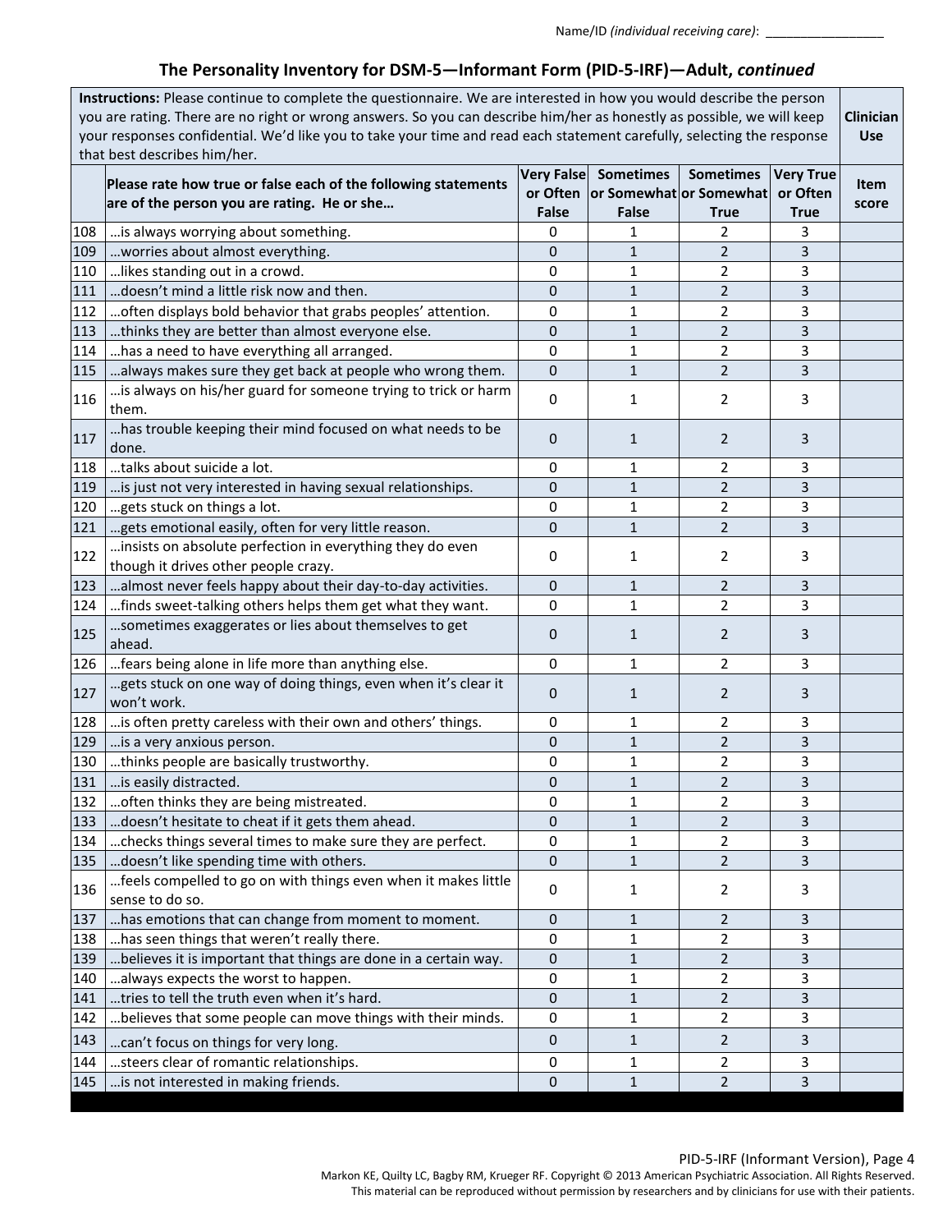Name/ID *(individual receiving care)*: _________________

## The Personality Inventory for DSM-5—Informant Form (PID-5-IRF)—Adult, *continued*

| **Instructions:** Please continue to complete the questionnaire. We are interested in how you would describe the person you are rating. There are no right or wrong answers. So you can describe him/her as honestly as possible, we will keep your responses confidential. We'd like you to take your time and read each statement carefully, selecting the response that best describes him/her. | | | | | | **Clinician Use** |
|---|---|---|---|---|---|---|
| | **Please rate how true or false each of the following statements are of the person you are rating. He or she…** | **Very False or Often False** | **Sometimes or Somewhat False** | **Sometimes or Somewhat True** | **Very True or Often True** | **Item score** |
| 108 | …is always worrying about something. | 0 | 1 | 2 | 3 | |
| 109 | …worries about almost everything. | 0 | 1 | 2 | 3 | |
| 110 | …likes standing out in a crowd. | 0 | 1 | 2 | 3 | |
| 111 | …doesn't mind a little risk now and then. | 0 | 1 | 2 | 3 | |
| 112 | …often displays bold behavior that grabs peoples' attention. | 0 | 1 | 2 | 3 | |
| 113 | …thinks they are better than almost everyone else. | 0 | 1 | 2 | 3 | |
| 114 | …has a need to have everything all arranged. | 0 | 1 | 2 | 3 | |
| 115 | …always makes sure they get back at people who wrong them. | 0 | 1 | 2 | 3 | |
| 116 | …is always on his/her guard for someone trying to trick or harm them. | 0 | 1 | 2 | 3 | |
| 117 | …has trouble keeping their mind focused on what needs to be done. | 0 | 1 | 2 | 3 | |
| 118 | …talks about suicide a lot. | 0 | 1 | 2 | 3 | |
| 119 | …is just not very interested in having sexual relationships. | 0 | 1 | 2 | 3 | |
| 120 | …gets stuck on things a lot. | 0 | 1 | 2 | 3 | |
| 121 | …gets emotional easily, often for very little reason. | 0 | 1 | 2 | 3 | |
| 122 | …insists on absolute perfection in everything they do even though it drives other people crazy. | 0 | 1 | 2 | 3 | |
| 123 | …almost never feels happy about their day-to-day activities. | 0 | 1 | 2 | 3 | |
| 124 | …finds sweet-talking others helps them get what they want. | 0 | 1 | 2 | 3 | |
| 125 | …sometimes exaggerates or lies about themselves to get ahead. | 0 | 1 | 2 | 3 | |
| 126 | …fears being alone in life more than anything else. | 0 | 1 | 2 | 3 | |
| 127 | …gets stuck on one way of doing things, even when it's clear it won't work. | 0 | 1 | 2 | 3 | |
| 128 | …is often pretty careless with their own and others' things. | 0 | 1 | 2 | 3 | |
| 129 | …is a very anxious person. | 0 | 1 | 2 | 3 | |
| 130 | …thinks people are basically trustworthy. | 0 | 1 | 2 | 3 | |
| 131 | …is easily distracted. | 0 | 1 | 2 | 3 | |
| 132 | …often thinks they are being mistreated. | 0 | 1 | 2 | 3 | |
| 133 | …doesn't hesitate to cheat if it gets them ahead. | 0 | 1 | 2 | 3 | |
| 134 | …checks things several times to make sure they are perfect. | 0 | 1 | 2 | 3 | |
| 135 | …doesn't like spending time with others. | 0 | 1 | 2 | 3 | |
| 136 | …feels compelled to go on with things even when it makes little sense to do so. | 0 | 1 | 2 | 3 | |
| 137 | …has emotions that can change from moment to moment. | 0 | 1 | 2 | 3 | |
| 138 | …has seen things that weren't really there. | 0 | 1 | 2 | 3 | |
| 139 | …believes it is important that things are done in a certain way. | 0 | 1 | 2 | 3 | |
| 140 | …always expects the worst to happen. | 0 | 1 | 2 | 3 | |
| 141 | …tries to tell the truth even when it's hard. | 0 | 1 | 2 | 3 | |
| 142 | …believes that some people can move things with their minds. | 0 | 1 | 2 | 3 | |
| 143 | …can't focus on things for very long. | 0 | 1 | 2 | 3 | |
| 144 | …steers clear of romantic relationships. | 0 | 1 | 2 | 3 | |
| 145 | …is not interested in making friends. | 0 | 1 | 2 | 3 | |

PID-5-IRF (Informant Version), Page 4

Markon KE, Quilty LC, Bagby RM, Krueger RF. Copyright © 2013 American Psychiatric Association. All Rights Reserved.
This material can be reproduced without permission by researchers and by clinicians for use with their patients.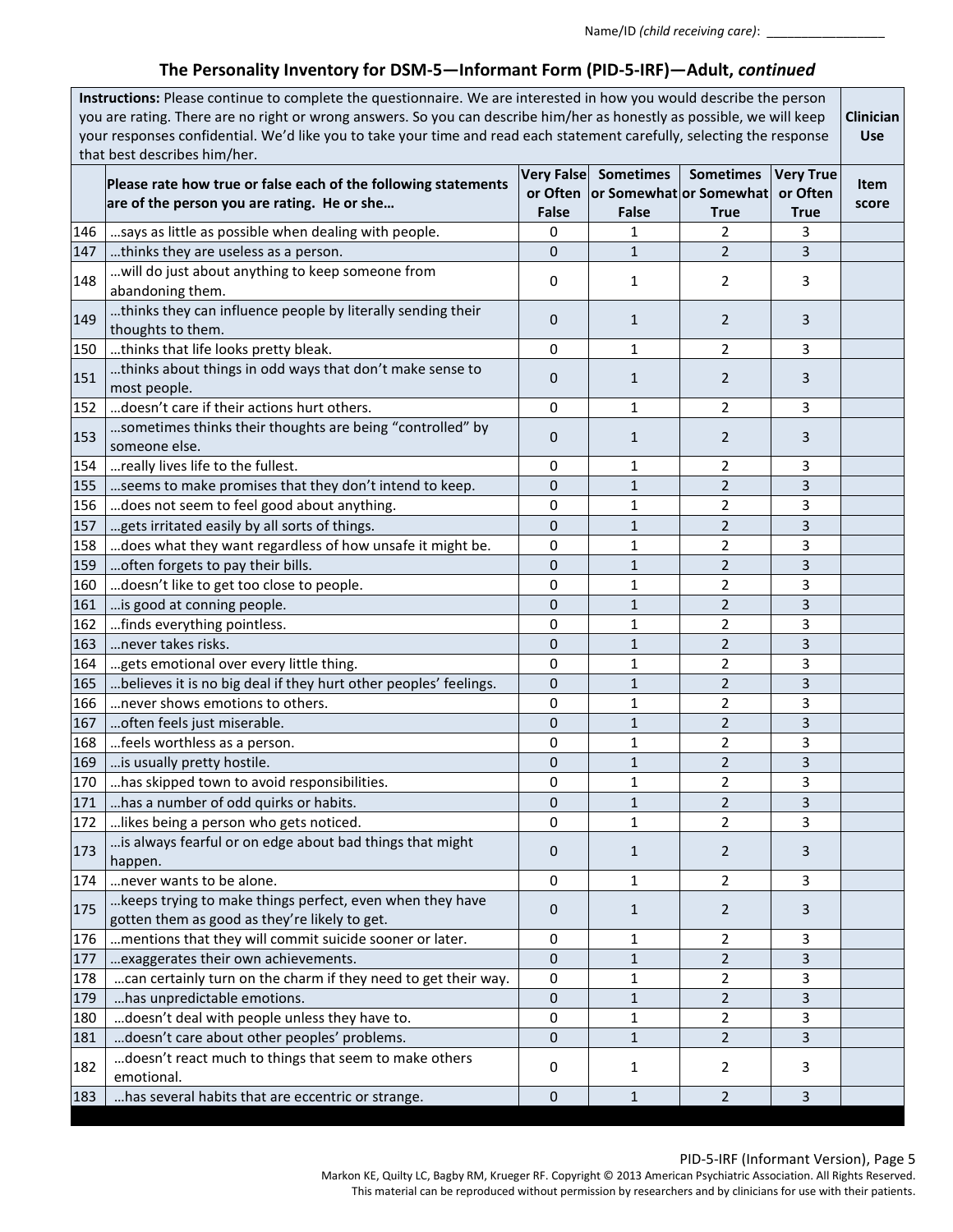Name/ID *(child receiving care)*: _________________

## The Personality Inventory for DSM-5—Informant Form (PID-5-IRF)—Adult, *continued*

**Instructions:** Please continue to complete the questionnaire. We are interested in how you would describe the person you are rating. There are no right or wrong answers. So you can describe him/her as honestly as possible, we will keep your responses confidential. We'd like you to take your time and read each statement carefully, selecting the response that best describes him/her.

| | Please rate how true or false each of the following statements are of the person you are rating. He or she… | Very False or Often False | Sometimes or Somewhat False | Sometimes or Somewhat True | Very True or Often True | Clinician Use: Item score |
|---|---|---|---|---|---|---|
| 146 | …says as little as possible when dealing with people. | 0 | 1 | 2 | 3 | |
| 147 | …thinks they are useless as a person. | 0 | 1 | 2 | 3 | |
| 148 | …will do just about anything to keep someone from abandoning them. | 0 | 1 | 2 | 3 | |
| 149 | …thinks they can influence people by literally sending their thoughts to them. | 0 | 1 | 2 | 3 | |
| 150 | …thinks that life looks pretty bleak. | 0 | 1 | 2 | 3 | |
| 151 | …thinks about things in odd ways that don't make sense to most people. | 0 | 1 | 2 | 3 | |
| 152 | …doesn't care if their actions hurt others. | 0 | 1 | 2 | 3 | |
| 153 | …sometimes thinks their thoughts are being "controlled" by someone else. | 0 | 1 | 2 | 3 | |
| 154 | …really lives life to the fullest. | 0 | 1 | 2 | 3 | |
| 155 | …seems to make promises that they don't intend to keep. | 0 | 1 | 2 | 3 | |
| 156 | …does not seem to feel good about anything. | 0 | 1 | 2 | 3 | |
| 157 | …gets irritated easily by all sorts of things. | 0 | 1 | 2 | 3 | |
| 158 | …does what they want regardless of how unsafe it might be. | 0 | 1 | 2 | 3 | |
| 159 | …often forgets to pay their bills. | 0 | 1 | 2 | 3 | |
| 160 | …doesn't like to get too close to people. | 0 | 1 | 2 | 3 | |
| 161 | …is good at conning people. | 0 | 1 | 2 | 3 | |
| 162 | …finds everything pointless. | 0 | 1 | 2 | 3 | |
| 163 | …never takes risks. | 0 | 1 | 2 | 3 | |
| 164 | …gets emotional over every little thing. | 0 | 1 | 2 | 3 | |
| 165 | …believes it is no big deal if they hurt other peoples' feelings. | 0 | 1 | 2 | 3 | |
| 166 | …never shows emotions to others. | 0 | 1 | 2 | 3 | |
| 167 | …often feels just miserable. | 0 | 1 | 2 | 3 | |
| 168 | …feels worthless as a person. | 0 | 1 | 2 | 3 | |
| 169 | …is usually pretty hostile. | 0 | 1 | 2 | 3 | |
| 170 | …has skipped town to avoid responsibilities. | 0 | 1 | 2 | 3 | |
| 171 | …has a number of odd quirks or habits. | 0 | 1 | 2 | 3 | |
| 172 | …likes being a person who gets noticed. | 0 | 1 | 2 | 3 | |
| 173 | …is always fearful or on edge about bad things that might happen. | 0 | 1 | 2 | 3 | |
| 174 | …never wants to be alone. | 0 | 1 | 2 | 3 | |
| 175 | …keeps trying to make things perfect, even when they have gotten them as good as they're likely to get. | 0 | 1 | 2 | 3 | |
| 176 | …mentions that they will commit suicide sooner or later. | 0 | 1 | 2 | 3 | |
| 177 | …exaggerates their own achievements. | 0 | 1 | 2 | 3 | |
| 178 | …can certainly turn on the charm if they need to get their way. | 0 | 1 | 2 | 3 | |
| 179 | …has unpredictable emotions. | 0 | 1 | 2 | 3 | |
| 180 | …doesn't deal with people unless they have to. | 0 | 1 | 2 | 3 | |
| 181 | …doesn't care about other peoples' problems. | 0 | 1 | 2 | 3 | |
| 182 | …doesn't react much to things that seem to make others emotional. | 0 | 1 | 2 | 3 | |
| 183 | …has several habits that are eccentric or strange. | 0 | 1 | 2 | 3 | |

PID-5-IRF (Informant Version), Page 5

Markon KE, Quilty LC, Bagby RM, Krueger RF. Copyright © 2013 American Psychiatric Association. All Rights Reserved.
This material can be reproduced without permission by researchers and by clinicians for use with their patients.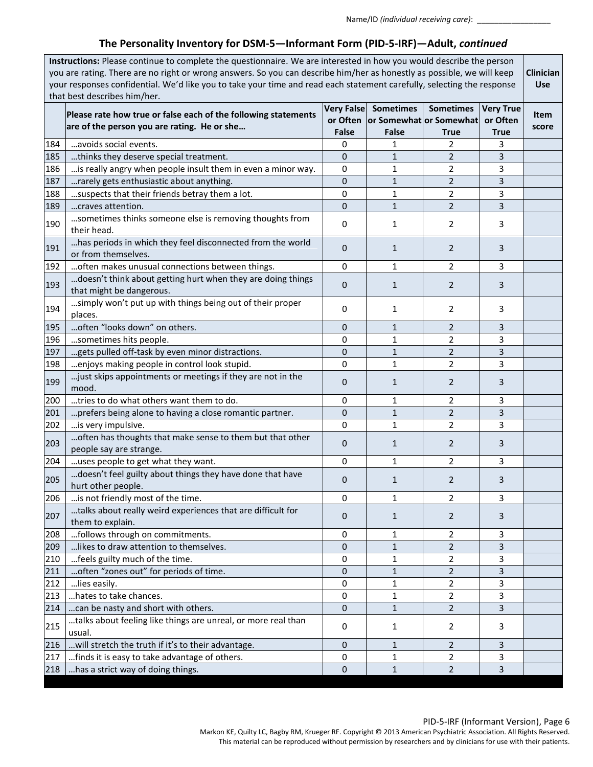Name/ID *(individual receiving care)*: _________________

## The Personality Inventory for DSM-5—Informant Form (PID-5-IRF)—Adult, *continued*

| **Instructions:** Please continue to complete the questionnaire. We are interested in how you would describe the person you are rating. There are no right or wrong answers. So you can describe him/her as honestly as possible, we will keep your responses confidential. We'd like you to take your time and read each statement carefully, selecting the response that best describes him/her. | | | | | | **Clinician Use** |
|---|---|---|---|---|---|---|
| | **Please rate how true or false each of the following statements are of the person you are rating. He or she…** | **Very False or Often False** | **Sometimes or Somewhat False** | **Sometimes or Somewhat True** | **Very True or Often True** | **Item score** |
| 184 | …avoids social events. | 0 | 1 | 2 | 3 | |
| 185 | …thinks they deserve special treatment. | 0 | 1 | 2 | 3 | |
| 186 | …is really angry when people insult them in even a minor way. | 0 | 1 | 2 | 3 | |
| 187 | …rarely gets enthusiastic about anything. | 0 | 1 | 2 | 3 | |
| 188 | …suspects that their friends betray them a lot. | 0 | 1 | 2 | 3 | |
| 189 | …craves attention. | 0 | 1 | 2 | 3 | |
| 190 | …sometimes thinks someone else is removing thoughts from their head. | 0 | 1 | 2 | 3 | |
| 191 | …has periods in which they feel disconnected from the world or from themselves. | 0 | 1 | 2 | 3 | |
| 192 | …often makes unusual connections between things. | 0 | 1 | 2 | 3 | |
| 193 | …doesn't think about getting hurt when they are doing things that might be dangerous. | 0 | 1 | 2 | 3 | |
| 194 | …simply won't put up with things being out of their proper places. | 0 | 1 | 2 | 3 | |
| 195 | …often "looks down" on others. | 0 | 1 | 2 | 3 | |
| 196 | …sometimes hits people. | 0 | 1 | 2 | 3 | |
| 197 | …gets pulled off-task by even minor distractions. | 0 | 1 | 2 | 3 | |
| 198 | …enjoys making people in control look stupid. | 0 | 1 | 2 | 3 | |
| 199 | …just skips appointments or meetings if they are not in the mood. | 0 | 1 | 2 | 3 | |
| 200 | …tries to do what others want them to do. | 0 | 1 | 2 | 3 | |
| 201 | …prefers being alone to having a close romantic partner. | 0 | 1 | 2 | 3 | |
| 202 | …is very impulsive. | 0 | 1 | 2 | 3 | |
| 203 | …often has thoughts that make sense to them but that other people say are strange. | 0 | 1 | 2 | 3 | |
| 204 | …uses people to get what they want. | 0 | 1 | 2 | 3 | |
| 205 | …doesn't feel guilty about things they have done that have hurt other people. | 0 | 1 | 2 | 3 | |
| 206 | …is not friendly most of the time. | 0 | 1 | 2 | 3 | |
| 207 | …talks about really weird experiences that are difficult for them to explain. | 0 | 1 | 2 | 3 | |
| 208 | …follows through on commitments. | 0 | 1 | 2 | 3 | |
| 209 | …likes to draw attention to themselves. | 0 | 1 | 2 | 3 | |
| 210 | …feels guilty much of the time. | 0 | 1 | 2 | 3 | |
| 211 | …often "zones out" for periods of time. | 0 | 1 | 2 | 3 | |
| 212 | …lies easily. | 0 | 1 | 2 | 3 | |
| 213 | …hates to take chances. | 0 | 1 | 2 | 3 | |
| 214 | …can be nasty and short with others. | 0 | 1 | 2 | 3 | |
| 215 | …talks about feeling like things are unreal, or more real than usual. | 0 | 1 | 2 | 3 | |
| 216 | …will stretch the truth if it's to their advantage. | 0 | 1 | 2 | 3 | |
| 217 | …finds it is easy to take advantage of others. | 0 | 1 | 2 | 3 | |
| 218 | …has a strict way of doing things. | 0 | 1 | 2 | 3 | |

PID-5-IRF (Informant Version), Page 6

Markon KE, Quilty LC, Bagby RM, Krueger RF. Copyright © 2013 American Psychiatric Association. All Rights Reserved.
This material can be reproduced without permission by researchers and by clinicians for use with their patients.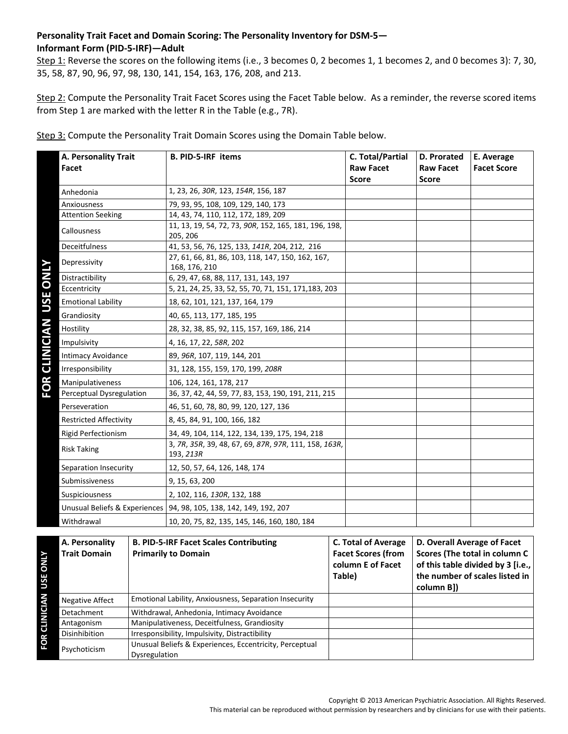**Personality Trait Facet and Domain Scoring: The Personality Inventory for DSM-5—Informant Form (PID-5-IRF)—Adult**

Step 1: Reverse the scores on the following items (i.e., 3 becomes 0, 2 becomes 1, 1 becomes 2, and 0 becomes 3): 7, 30, 35, 58, 87, 90, 96, 97, 98, 130, 141, 154, 163, 176, 208, and 213.

Step 2: Compute the Personality Trait Facet Scores using the Facet Table below. As a reminder, the reverse scored items from Step 1 are marked with the letter R in the Table (e.g., 7R).

Step 3: Compute the Personality Trait Domain Scores using the Domain Table below.

FOR CLINICIAN USE ONLY

| A. Personality Trait Facet | B. PID-5-IRF items | C. Total/Partial Raw Facet Score | D. Prorated Raw Facet Score | E. Average Facet Score |
|---|---|---|---|---|
| Anhedonia | 1, 23, 26, *30R*, 123, *154R*, 156, 187 | | | |
| Anxiousness | 79, 93, 95, 108, 109, 129, 140, 173 | | | |
| Attention Seeking | 14, 43, 74, 110, 112, 172, 189, 209 | | | |
| Callousness | 11, 13, 19, 54, 72, 73, *90R*, 152, 165, 181, 196, 198, 205, 206 | | | |
| Deceitfulness | 41, 53, 56, 76, 125, 133, *141R*, 204, 212, 216 | | | |
| Depressivity | 27, 61, 66, 81, 86, 103, 118, 147, 150, 162, 167, 168, 176, 210 | | | |
| Distractibility | 6, 29, 47, 68, 88, 117, 131, 143, 197 | | | |
| Eccentricity | 5, 21, 24, 25, 33, 52, 55, 70, 71, 151, 171,183, 203 | | | |
| Emotional Lability | 18, 62, 101, 121, 137, 164, 179 | | | |
| Grandiosity | 40, 65, 113, 177, 185, 195 | | | |
| Hostility | 28, 32, 38, 85, 92, 115, 157, 169, 186, 214 | | | |
| Impulsivity | 4, 16, 17, 22, *58R*, 202 | | | |
| Intimacy Avoidance | 89, *96R*, 107, 119, 144, 201 | | | |
| Irresponsibility | 31, 128, 155, 159, 170, 199, *208R* | | | |
| Manipulativeness | 106, 124, 161, 178, 217 | | | |
| Perceptual Dysregulation | 36, 37, 42, 44, 59, 77, 83, 153, 190, 191, 211, 215 | | | |
| Perseveration | 46, 51, 60, 78, 80, 99, 120, 127, 136 | | | |
| Restricted Affectivity | 8, 45, 84, 91, 100, 166, 182 | | | |
| Rigid Perfectionism | 34, 49, 104, 114, 122, 134, 139, 175, 194, 218 | | | |
| Risk Taking | 3, *7R*, *35R*, 39, 48, 67, 69, *87R*, *97R*, 111, 158, *163R*, 193, *213R* | | | |
| Separation Insecurity | 12, 50, 57, 64, 126, 148, 174 | | | |
| Submissiveness | 9, 15, 63, 200 | | | |
| Suspiciousness | 2, 102, 116, *130R*, 132, 188 | | | |
| Unusual Beliefs & Experiences | 94, 98, 105, 138, 142, 149, 192, 207 | | | |
| Withdrawal | 10, 20, 75, 82, 135, 145, 146, 160, 180, 184 | | | |

FOR CLINICIAN USE ONLY

| A. Personality Trait Domain | B. PID-5-IRF Facet Scales Contributing Primarily to Domain | C. Total of Average Facet Scores (from column E of Facet Table) | D. Overall Average of Facet Scores (The total in column C of this table divided by 3 [i.e., the number of scales listed in column B]) |
|---|---|---|---|
| Negative Affect | Emotional Lability, Anxiousness, Separation Insecurity | | |
| Detachment | Withdrawal, Anhedonia, Intimacy Avoidance | | |
| Antagonism | Manipulativeness, Deceitfulness, Grandiosity | | |
| Disinhibition | Irresponsibility, Impulsivity, Distractibility | | |
| Psychoticism | Unusual Beliefs & Experiences, Eccentricity, Perceptual Dysregulation | | |

Copyright © 2013 American Psychiatric Association. All Rights Reserved.
This material can be reproduced without permission by researchers and by clinicians for use with their patients.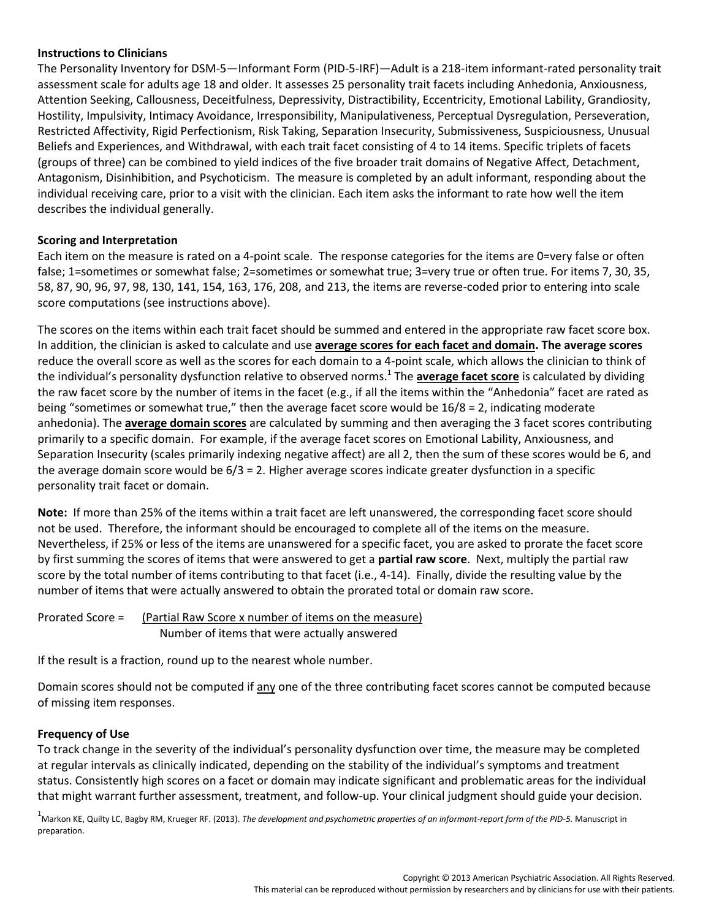**Instructions to Clinicians**

The Personality Inventory for DSM-5—Informant Form (PID-5-IRF)—Adult is a 218-item informant-rated personality trait assessment scale for adults age 18 and older. It assesses 25 personality trait facets including Anhedonia, Anxiousness, Attention Seeking, Callousness, Deceitfulness, Depressivity, Distractibility, Eccentricity, Emotional Lability, Grandiosity, Hostility, Impulsivity, Intimacy Avoidance, Irresponsibility, Manipulativeness, Perceptual Dysregulation, Perseveration, Restricted Affectivity, Rigid Perfectionism, Risk Taking, Separation Insecurity, Submissiveness, Suspiciousness, Unusual Beliefs and Experiences, and Withdrawal, with each trait facet consisting of 4 to 14 items. Specific triplets of facets (groups of three) can be combined to yield indices of the five broader trait domains of Negative Affect, Detachment, Antagonism, Disinhibition, and Psychoticism. The measure is completed by an adult informant, responding about the individual receiving care, prior to a visit with the clinician. Each item asks the informant to rate how well the item describes the individual generally.

**Scoring and Interpretation**

Each item on the measure is rated on a 4-point scale. The response categories for the items are 0=very false or often false; 1=sometimes or somewhat false; 2=sometimes or somewhat true; 3=very true or often true. For items 7, 30, 35, 58, 87, 90, 96, 97, 98, 130, 141, 154, 163, 176, 208, and 213, the items are reverse-coded prior to entering into scale score computations (see instructions above).

The scores on the items within each trait facet should be summed and entered in the appropriate raw facet score box. In addition, the clinician is asked to calculate and use **average scores for each facet and domain. The average scores** reduce the overall score as well as the scores for each domain to a 4-point scale, which allows the clinician to think of the individual's personality dysfunction relative to observed norms.[1] The **average facet score** is calculated by dividing the raw facet score by the number of items in the facet (e.g., if all the items within the "Anhedonia" facet are rated as being "sometimes or somewhat true," then the average facet score would be 16/8 = 2, indicating moderate anhedonia). The **average domain scores** are calculated by summing and then averaging the 3 facet scores contributing primarily to a specific domain. For example, if the average facet scores on Emotional Lability, Anxiousness, and Separation Insecurity (scales primarily indexing negative affect) are all 2, then the sum of these scores would be 6, and the average domain score would be 6/3 = 2. Higher average scores indicate greater dysfunction in a specific personality trait facet or domain.

**Note:** If more than 25% of the items within a trait facet are left unanswered, the corresponding facet score should not be used. Therefore, the informant should be encouraged to complete all of the items on the measure. Nevertheless, if 25% or less of the items are unanswered for a specific facet, you are asked to prorate the facet score by first summing the scores of items that were answered to get a **partial raw score**. Next, multiply the partial raw score by the total number of items contributing to that facet (i.e., 4-14). Finally, divide the resulting value by the number of items that were actually answered to obtain the prorated total or domain raw score.

$$\text{Prorated Score} = \frac{\text{(Partial Raw Score x number of items on the measure)}}{\text{Number of items that were actually answered}}$$

If the result is a fraction, round up to the nearest whole number.

Domain scores should not be computed if any one of the three contributing facet scores cannot be computed because of missing item responses.

**Frequency of Use**

To track change in the severity of the individual's personality dysfunction over time, the measure may be completed at regular intervals as clinically indicated, depending on the stability of the individual's symptoms and treatment status. Consistently high scores on a facet or domain may indicate significant and problematic areas for the individual that might warrant further assessment, treatment, and follow-up. Your clinical judgment should guide your decision.

[1] Markon KE, Quilty LC, Bagby RM, Krueger RF. (2013). *The development and psychometric properties of an informant-report form of the PID-5.* Manuscript in preparation.

Copyright © 2013 American Psychiatric Association. All Rights Reserved.
This material can be reproduced without permission by researchers and by clinicians for use with their patients.